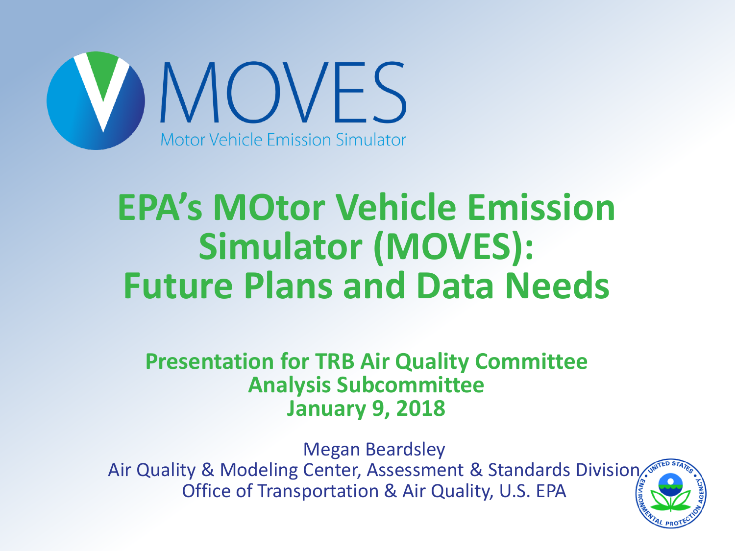MOVES

Motor Vehicle Emission Simulator

# EPA's MOtor Vehicle Emission Simulator (MOVES): Future Plans and Data Needs

**Presentation for TRB Air Quality Committee Analysis Subcommittee**
**January 9, 2018**

Megan Beardsley
Air Quality & Modeling Center, Assessment & Standards Division
Office of Transportation & Air Quality, U.S. EPA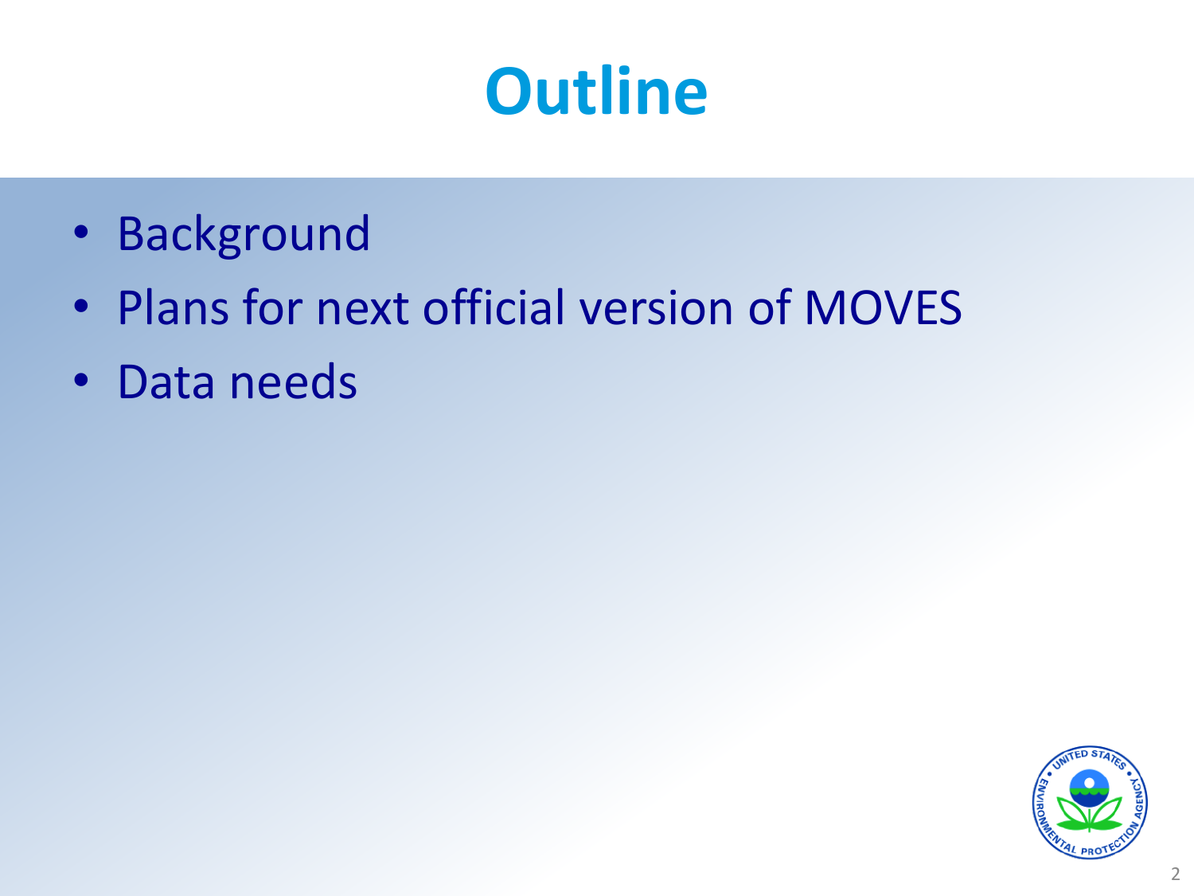# Outline

- Background
- Plans for next official version of MOVES
- Data needs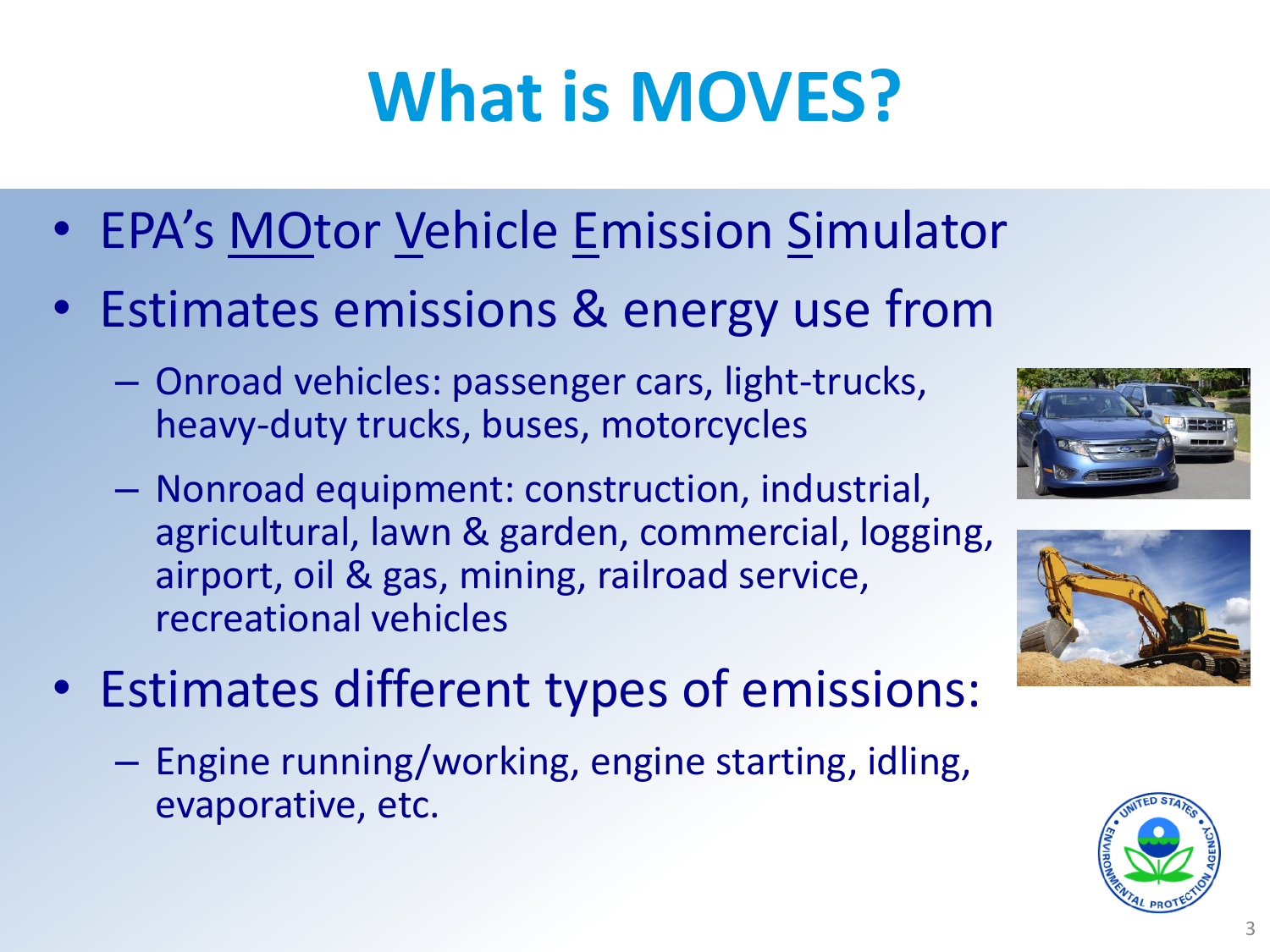# What is MOVES?

- EPA's MOtor Vehicle Emission Simulator
- Estimates emissions & energy use from
  - Onroad vehicles: passenger cars, light-trucks, heavy-duty trucks, buses, motorcycles
  - Nonroad equipment: construction, industrial, agricultural, lawn & garden, commercial, logging, airport, oil & gas, mining, railroad service, recreational vehicles
- Estimates different types of emissions:
  - Engine running/working, engine starting, idling, evaporative, etc.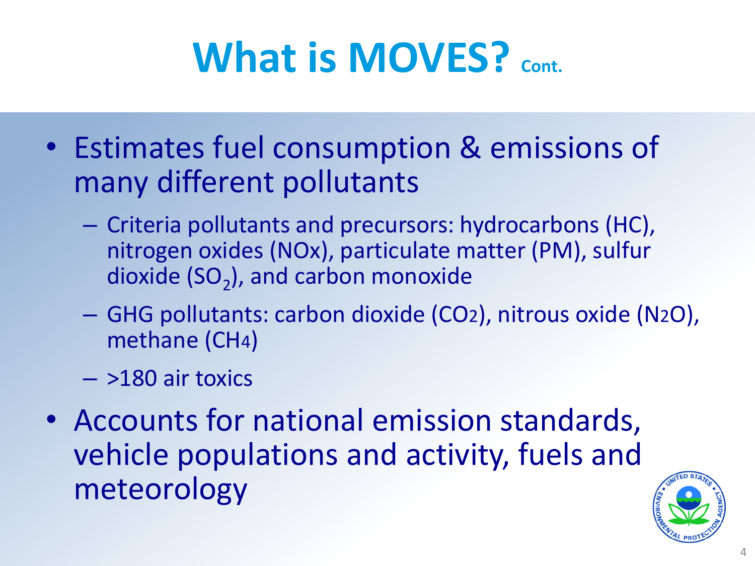# What is MOVES? Cont.

- Estimates fuel consumption & emissions of many different pollutants
  - Criteria pollutants and precursors: hydrocarbons (HC), nitrogen oxides (NOx), particulate matter (PM), sulfur dioxide ($SO_2$), and carbon monoxide
  - GHG pollutants: carbon dioxide ($CO_2$), nitrous oxide ($N_2O$), methane ($CH_4$)
  - >180 air toxics
- Accounts for national emission standards, vehicle populations and activity, fuels and meteorology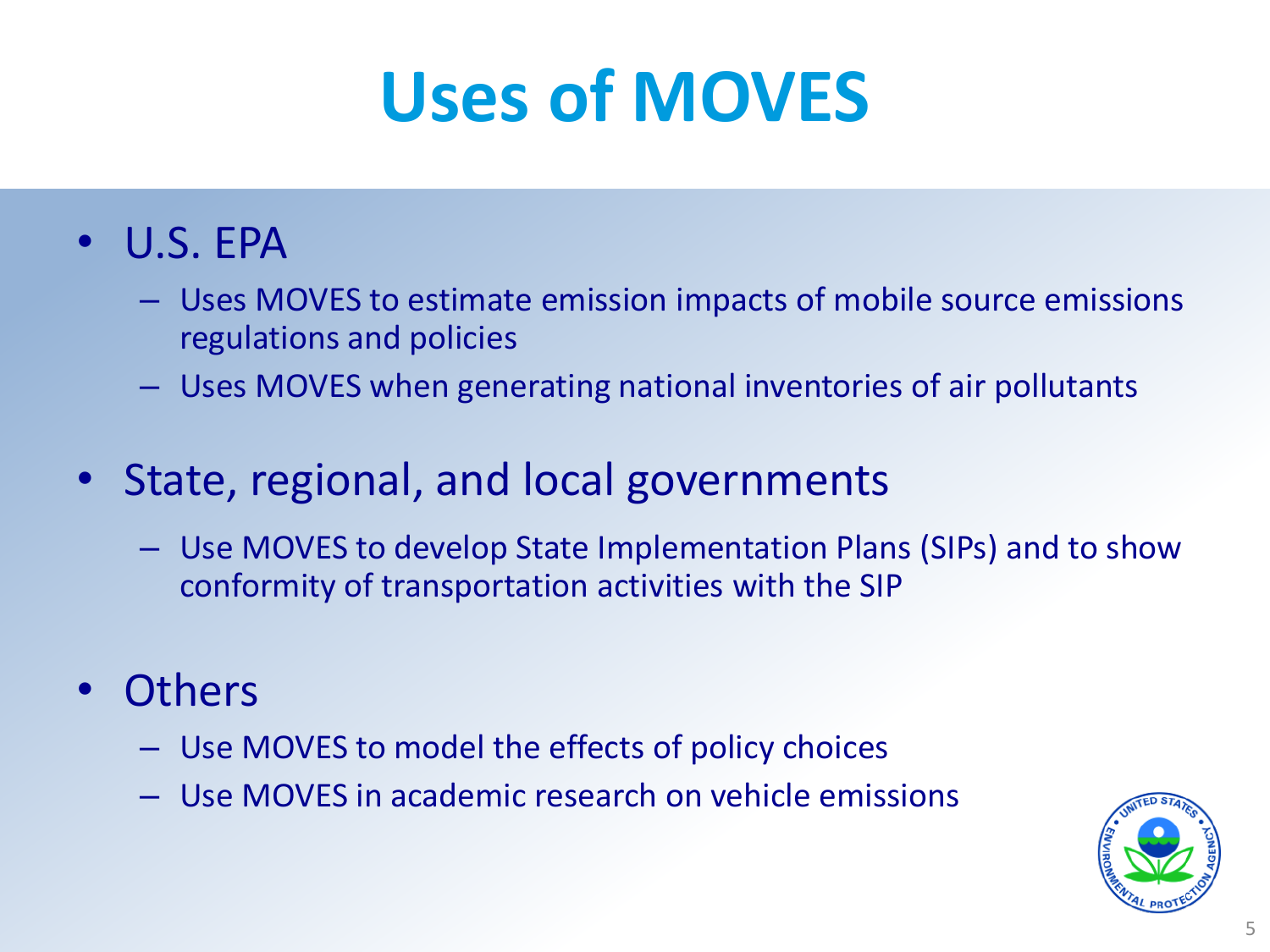# Uses of MOVES

- U.S. EPA
  - Uses MOVES to estimate emission impacts of mobile source emissions regulations and policies
  - Uses MOVES when generating national inventories of air pollutants
- State, regional, and local governments
  - Use MOVES to develop State Implementation Plans (SIPs) and to show conformity of transportation activities with the SIP
- Others
  - Use MOVES to model the effects of policy choices
  - Use MOVES in academic research on vehicle emissions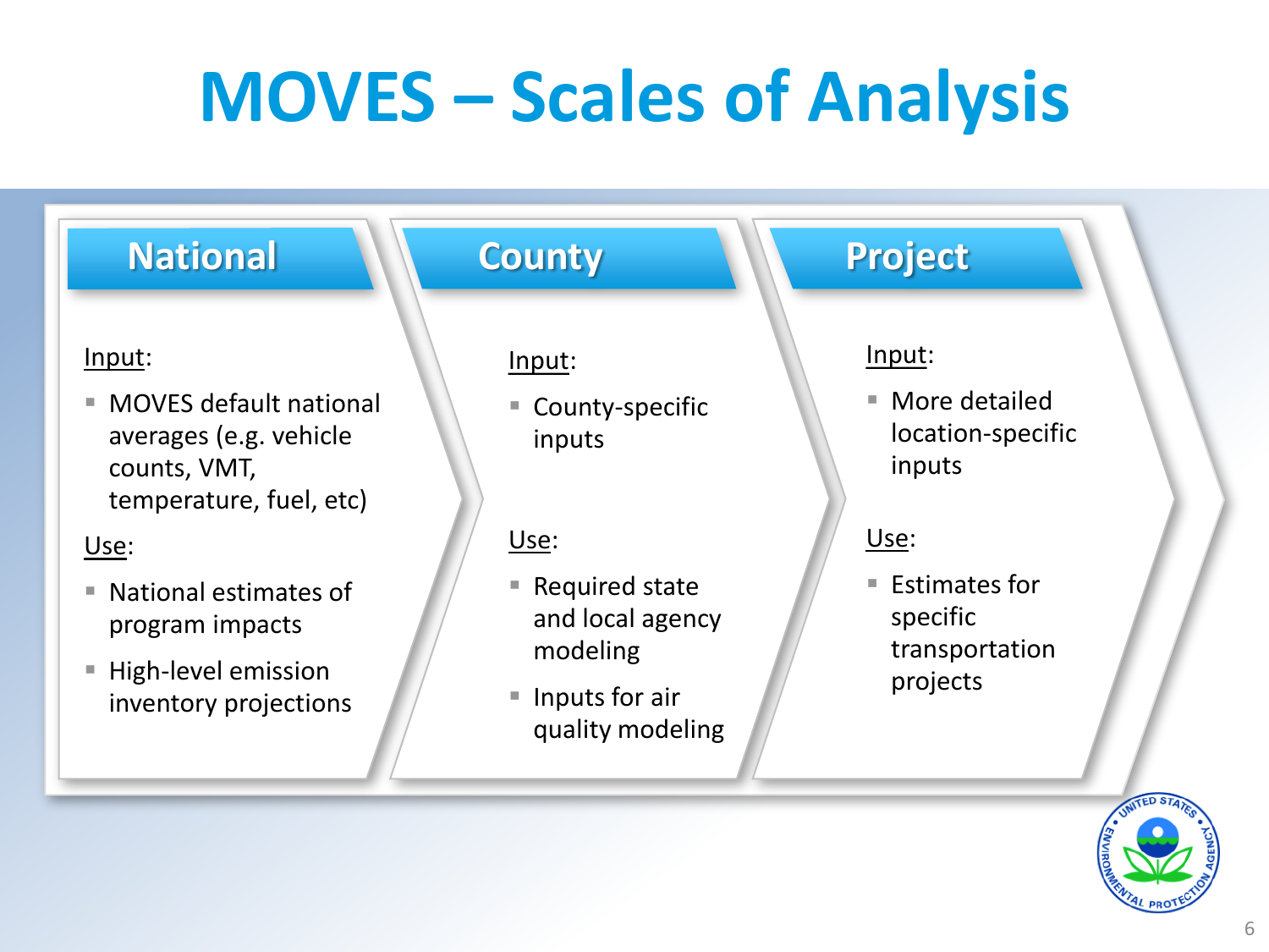# MOVES – Scales of Analysis

## National

Input:

- MOVES default national averages (e.g. vehicle counts, VMT, temperature, fuel, etc)

Use:

- National estimates of program impacts
- High-level emission inventory projections

## County

Input:

- County-specific inputs

Use:

- Required state and local agency modeling
- Inputs for air quality modeling

## Project

Input:

- More detailed location-specific inputs

Use:

- Estimates for specific transportation projects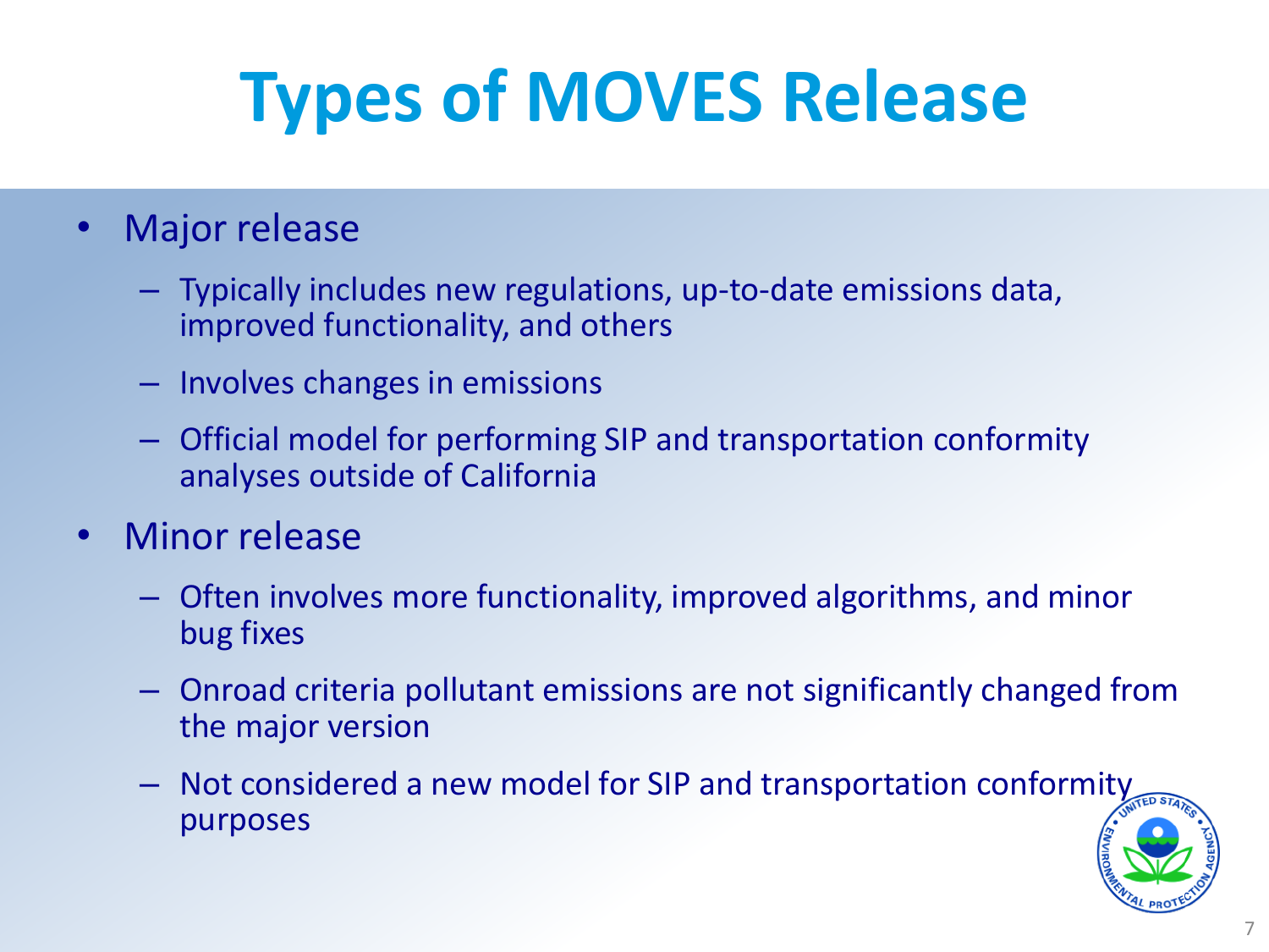# Types of MOVES Release

- Major release
  - Typically includes new regulations, up-to-date emissions data, improved functionality, and others
  - Involves changes in emissions
  - Official model for performing SIP and transportation conformity analyses outside of California
- Minor release
  - Often involves more functionality, improved algorithms, and minor bug fixes
  - Onroad criteria pollutant emissions are not significantly changed from the major version
  - Not considered a new model for SIP and transportation conformity purposes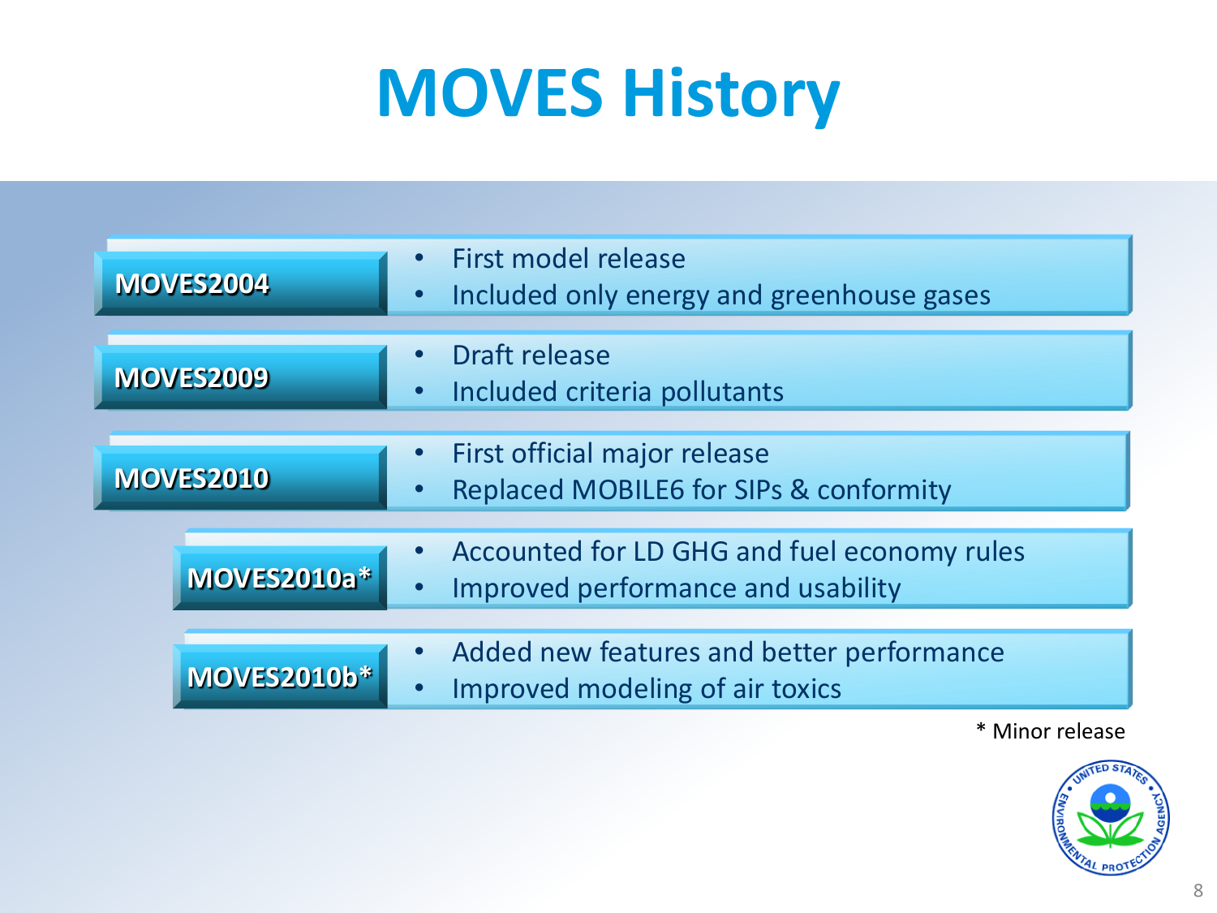# MOVES History

**MOVES2004**
- First model release
- Included only energy and greenhouse gases

**MOVES2009**
- Draft release
- Included criteria pollutants

**MOVES2010**
- First official major release
- Replaced MOBILE6 for SIPs & conformity

**MOVES2010a***
- Accounted for LD GHG and fuel economy rules
- Improved performance and usability

**MOVES2010b***
- Added new features and better performance
- Improved modeling of air toxics

* Minor release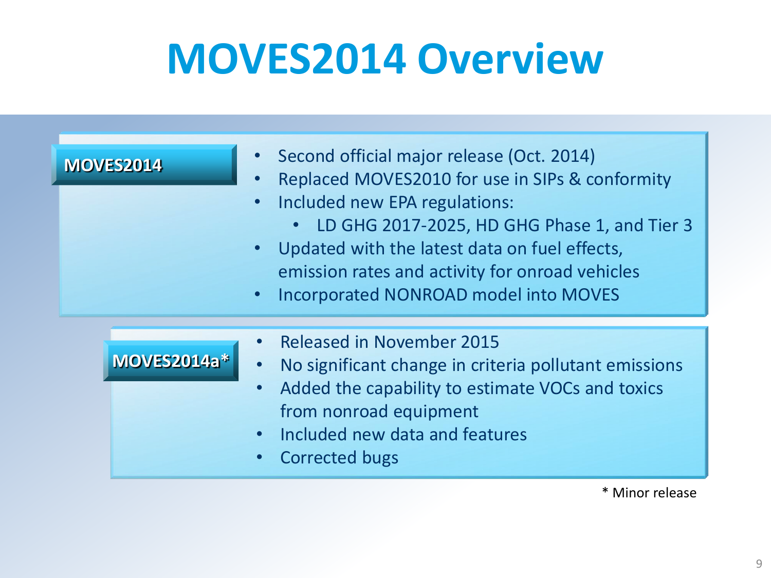# MOVES2014 Overview

**MOVES2014**

- Second official major release (Oct. 2014)
- Replaced MOVES2010 for use in SIPs & conformity
- Included new EPA regulations:
  - LD GHG 2017-2025, HD GHG Phase 1, and Tier 3
- Updated with the latest data on fuel effects, emission rates and activity for onroad vehicles
- Incorporated NONROAD model into MOVES

**MOVES2014a***

- Released in November 2015
- No significant change in criteria pollutant emissions
- Added the capability to estimate VOCs and toxics from nonroad equipment
- Included new data and features
- Corrected bugs

\* Minor release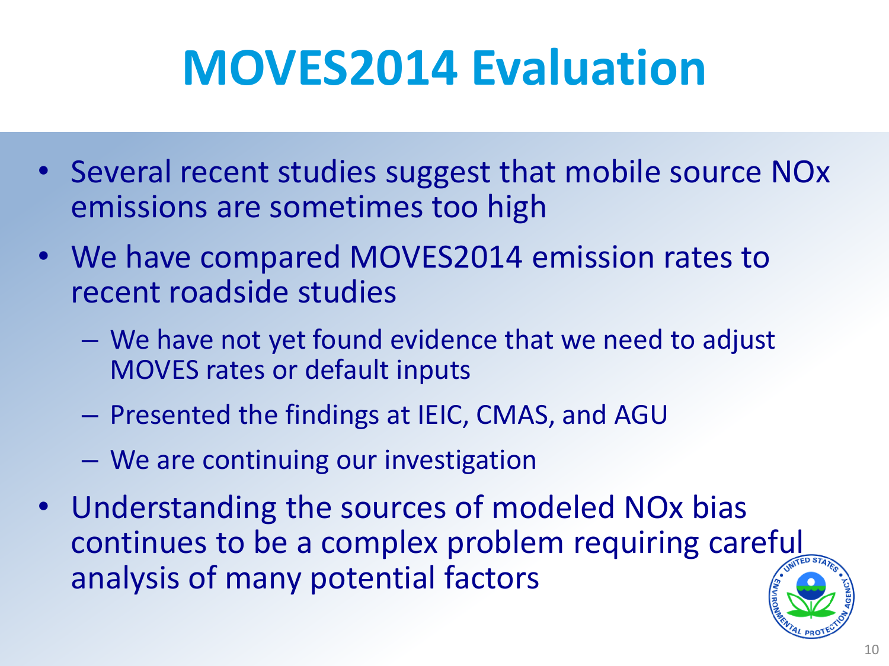# MOVES2014 Evaluation

- Several recent studies suggest that mobile source NOx emissions are sometimes too high
- We have compared MOVES2014 emission rates to recent roadside studies
  - We have not yet found evidence that we need to adjust MOVES rates or default inputs
  - Presented the findings at IEIC, CMAS, and AGU
  - We are continuing our investigation
- Understanding the sources of modeled NOx bias continues to be a complex problem requiring careful analysis of many potential factors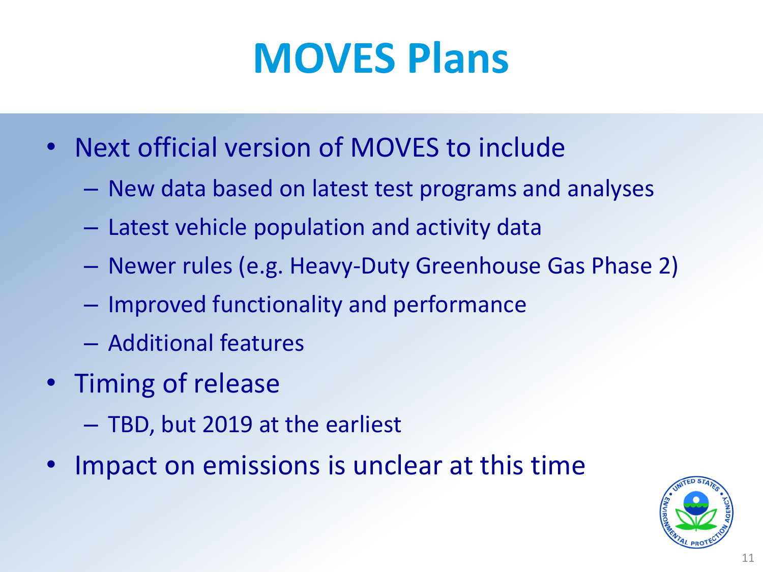# MOVES Plans

- Next official version of MOVES to include
  - New data based on latest test programs and analyses
  - Latest vehicle population and activity data
  - Newer rules (e.g. Heavy-Duty Greenhouse Gas Phase 2)
  - Improved functionality and performance
  - Additional features
- Timing of release
  - TBD, but 2019 at the earliest
- Impact on emissions is unclear at this time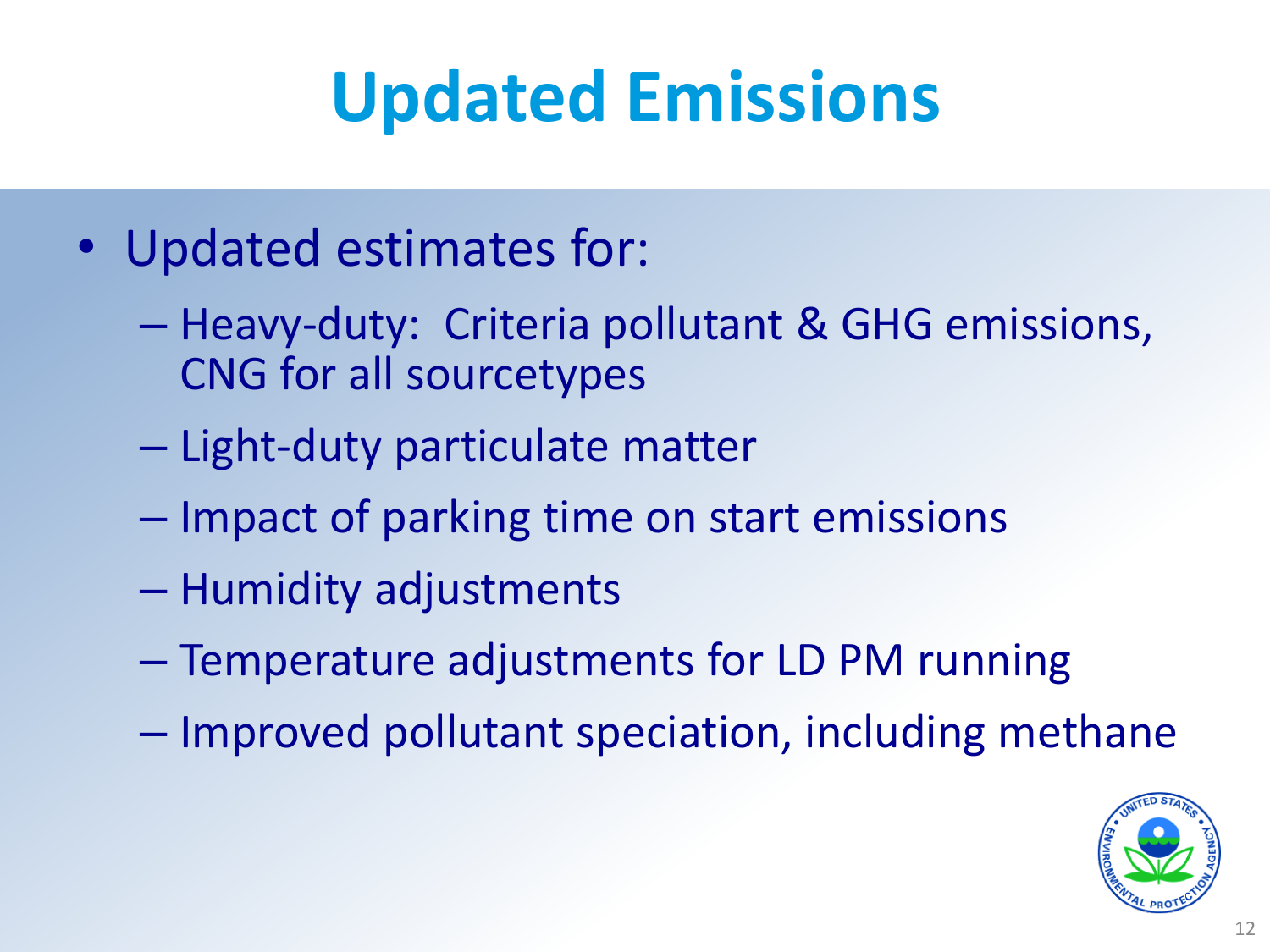# Updated Emissions

- Updated estimates for:
  - Heavy-duty: Criteria pollutant & GHG emissions, CNG for all sourcetypes
  - Light-duty particulate matter
  - Impact of parking time on start emissions
  - Humidity adjustments
  - Temperature adjustments for LD PM running
  - Improved pollutant speciation, including methane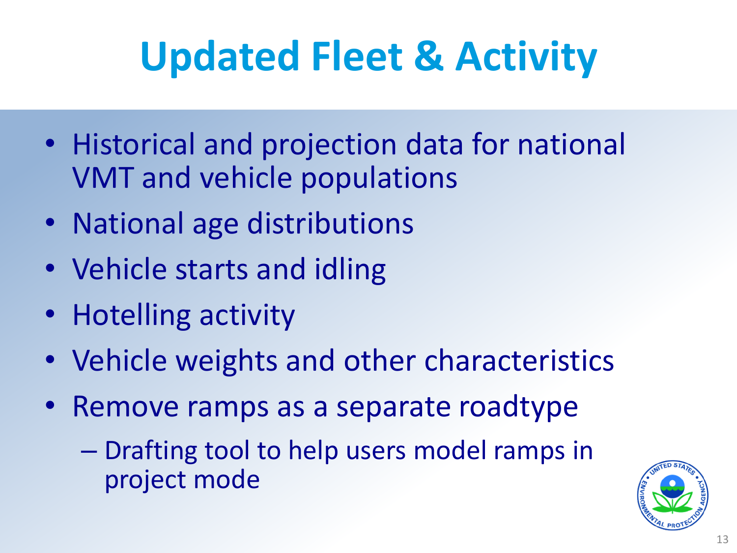# Updated Fleet & Activity

- Historical and projection data for national VMT and vehicle populations
- National age distributions
- Vehicle starts and idling
- Hotelling activity
- Vehicle weights and other characteristics
- Remove ramps as a separate roadtype
  - Drafting tool to help users model ramps in project mode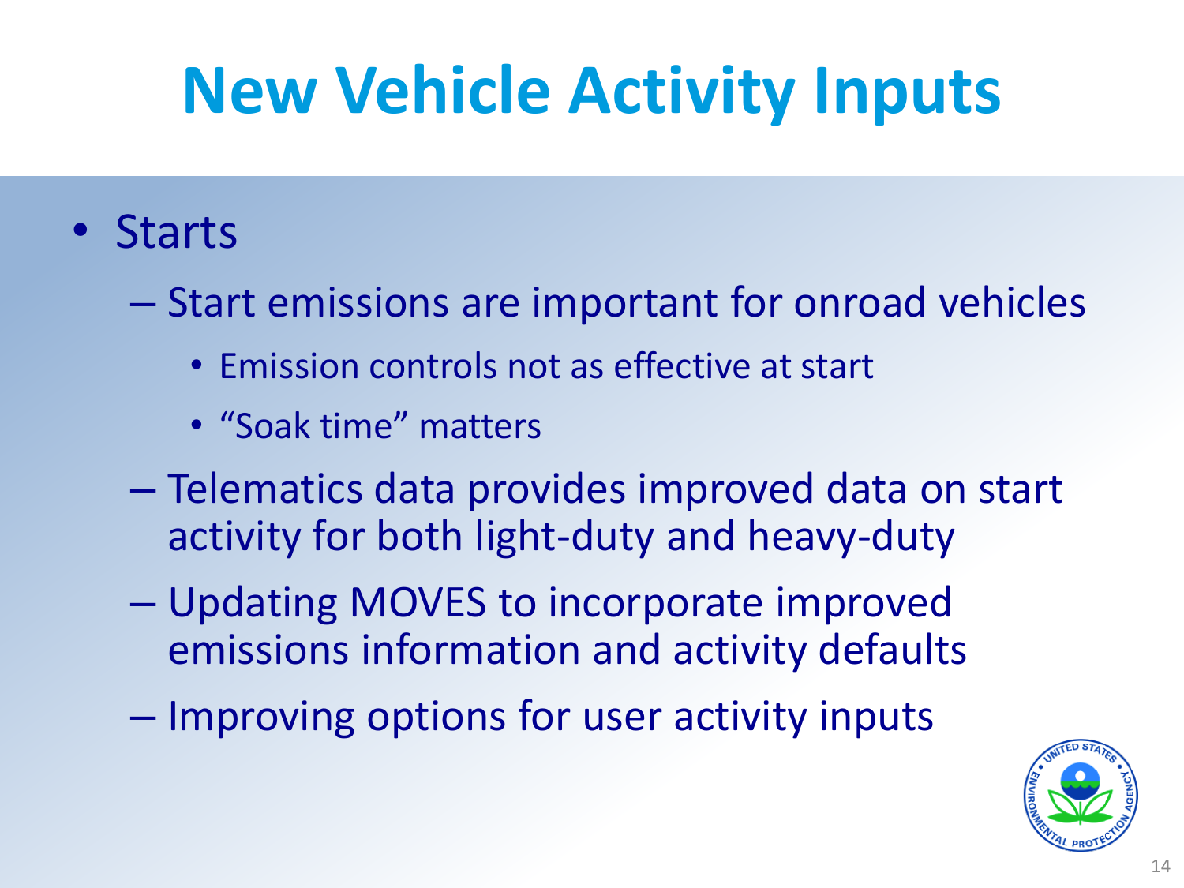# New Vehicle Activity Inputs

- Starts
  - Start emissions are important for onroad vehicles
    - Emission controls not as effective at start
    - "Soak time" matters
  - Telematics data provides improved data on start activity for both light-duty and heavy-duty
  - Updating MOVES to incorporate improved emissions information and activity defaults
  - Improving options for user activity inputs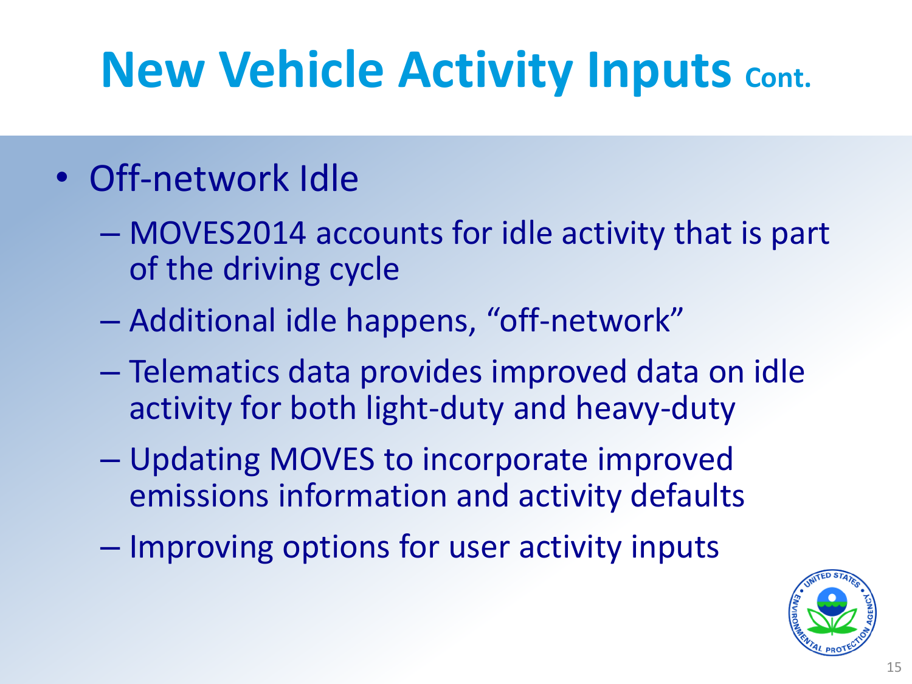# New Vehicle Activity Inputs Cont.

- Off-network Idle
  - MOVES2014 accounts for idle activity that is part of the driving cycle
  - Additional idle happens, “off-network”
  - Telematics data provides improved data on idle activity for both light-duty and heavy-duty
  - Updating MOVES to incorporate improved emissions information and activity defaults
  - Improving options for user activity inputs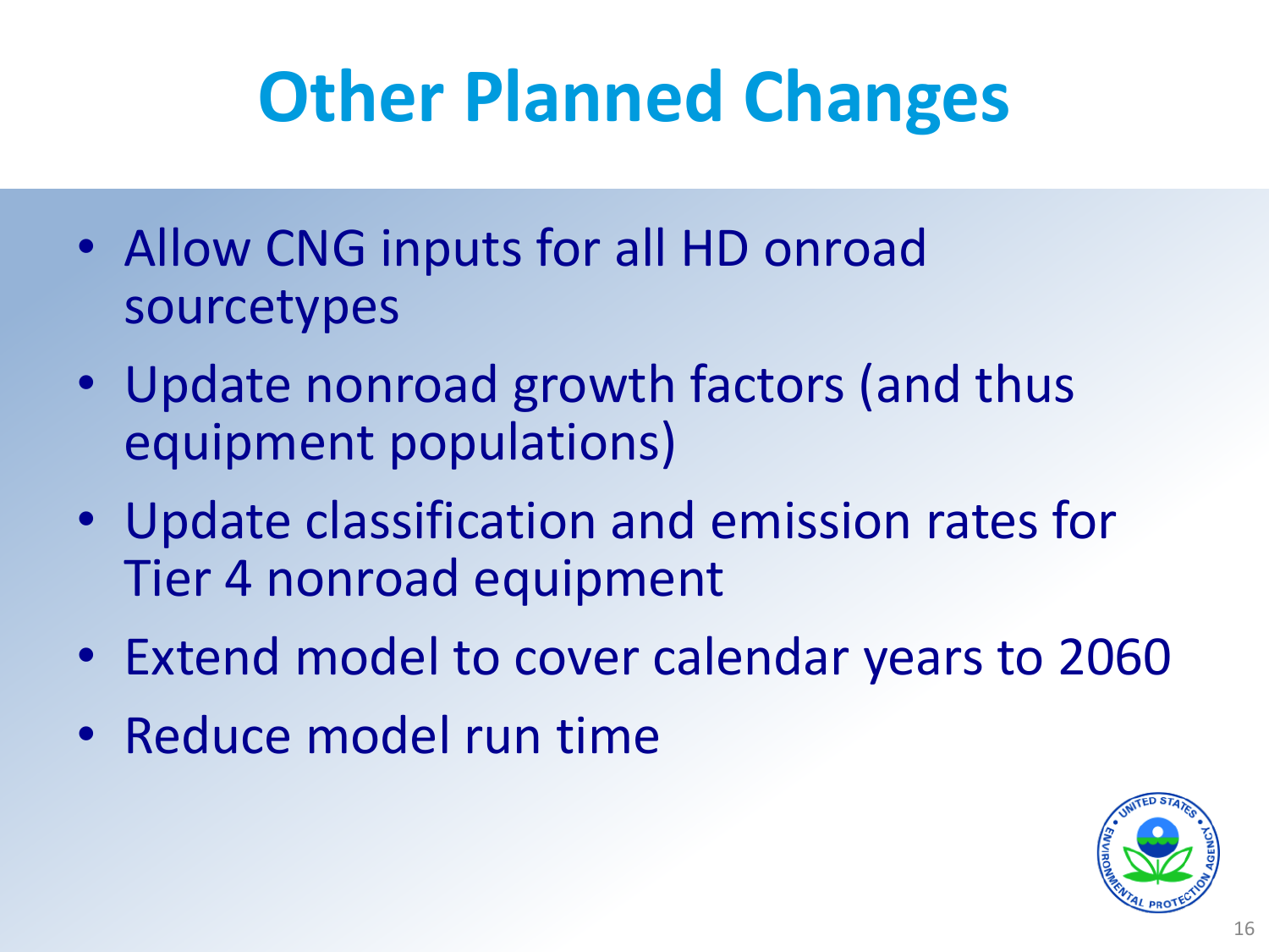# Other Planned Changes

- Allow CNG inputs for all HD onroad sourcetypes
- Update nonroad growth factors (and thus equipment populations)
- Update classification and emission rates for Tier 4 nonroad equipment
- Extend model to cover calendar years to 2060
- Reduce model run time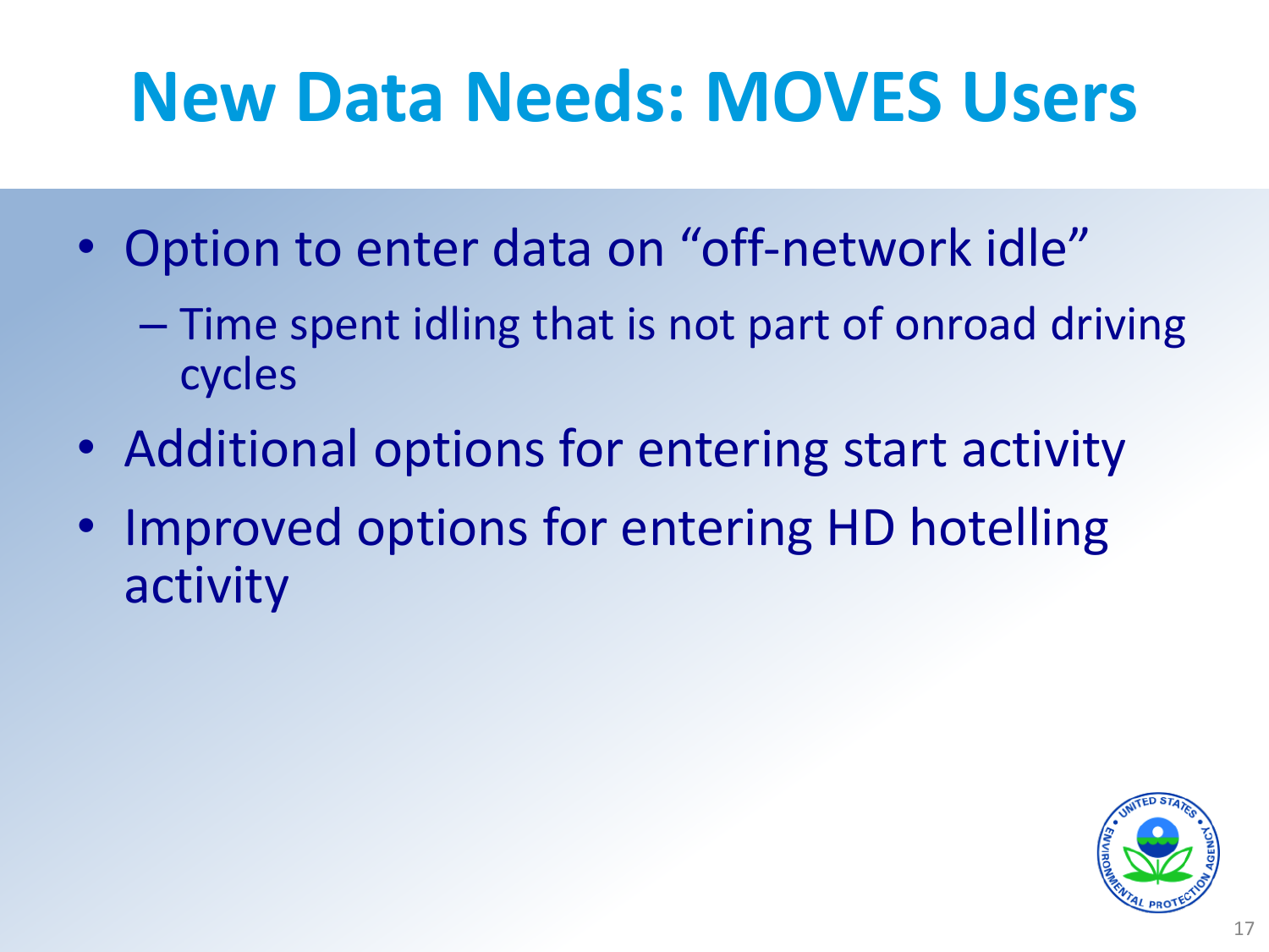# New Data Needs: MOVES Users

- Option to enter data on "off-network idle"
  - Time spent idling that is not part of onroad driving cycles
- Additional options for entering start activity
- Improved options for entering HD hotelling activity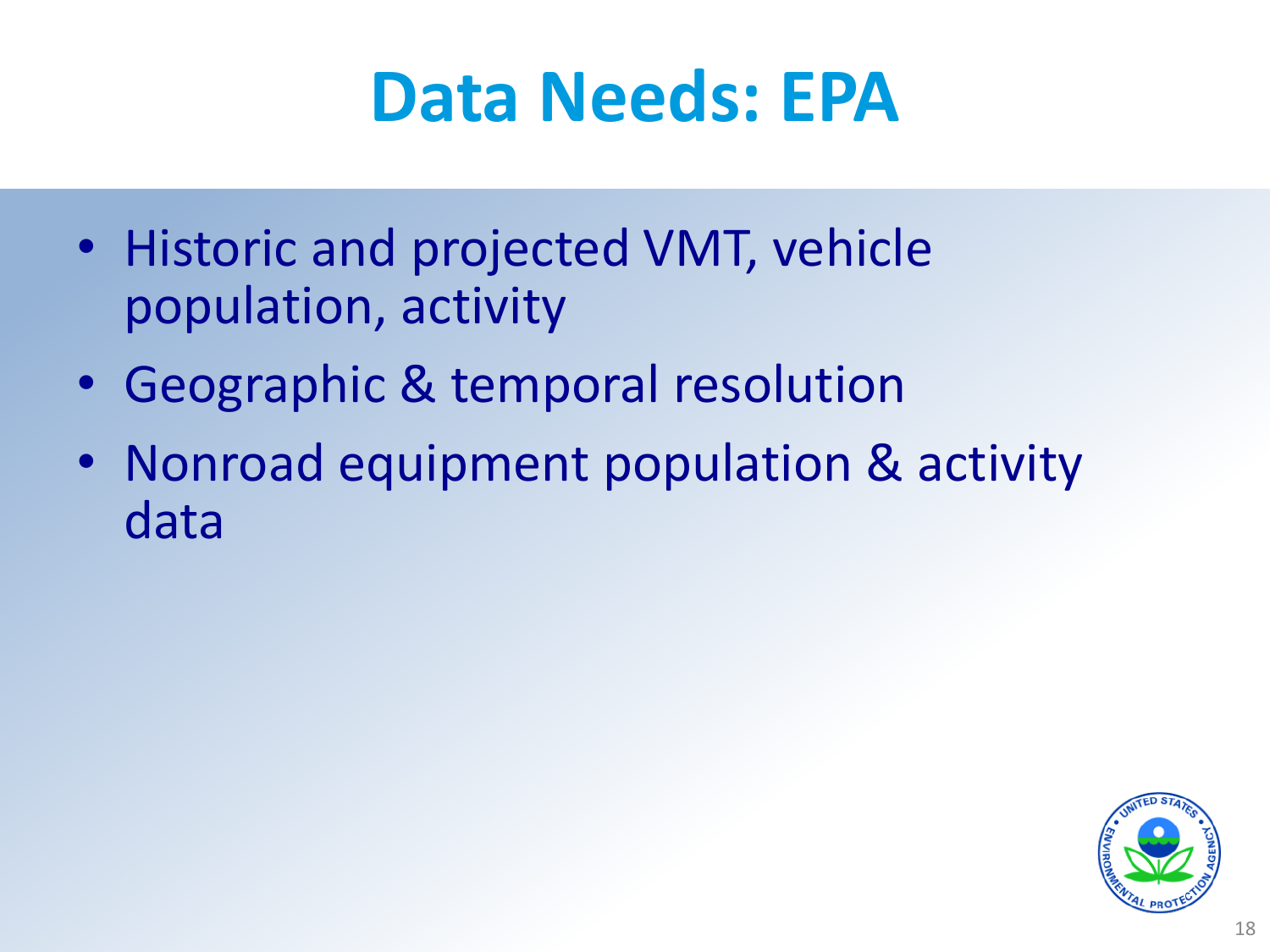# Data Needs: EPA

- Historic and projected VMT, vehicle population, activity
- Geographic & temporal resolution
- Nonroad equipment population & activity data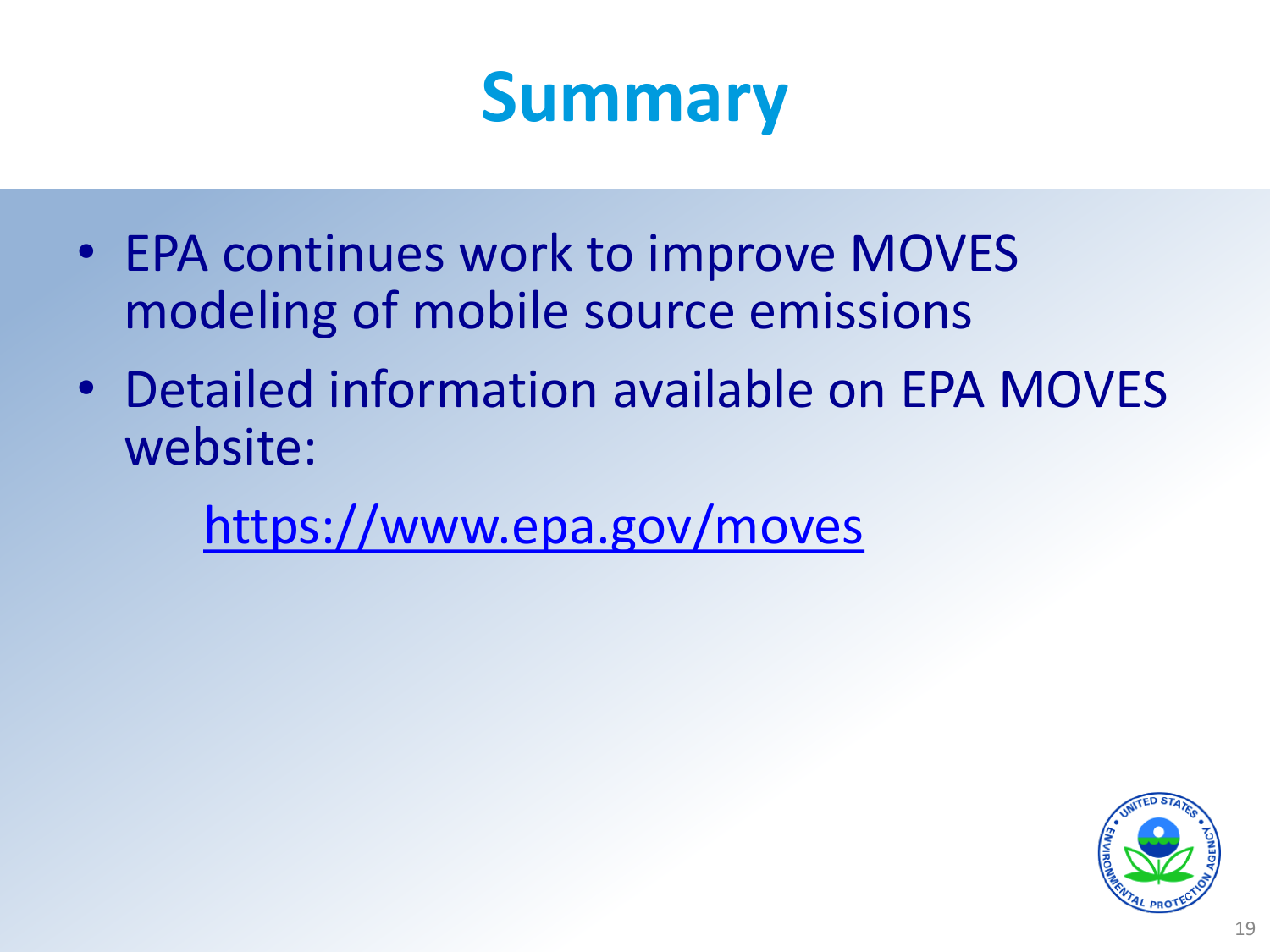# Summary

- EPA continues work to improve MOVES modeling of mobile source emissions
- Detailed information available on EPA MOVES website:

  https://www.epa.gov/moves